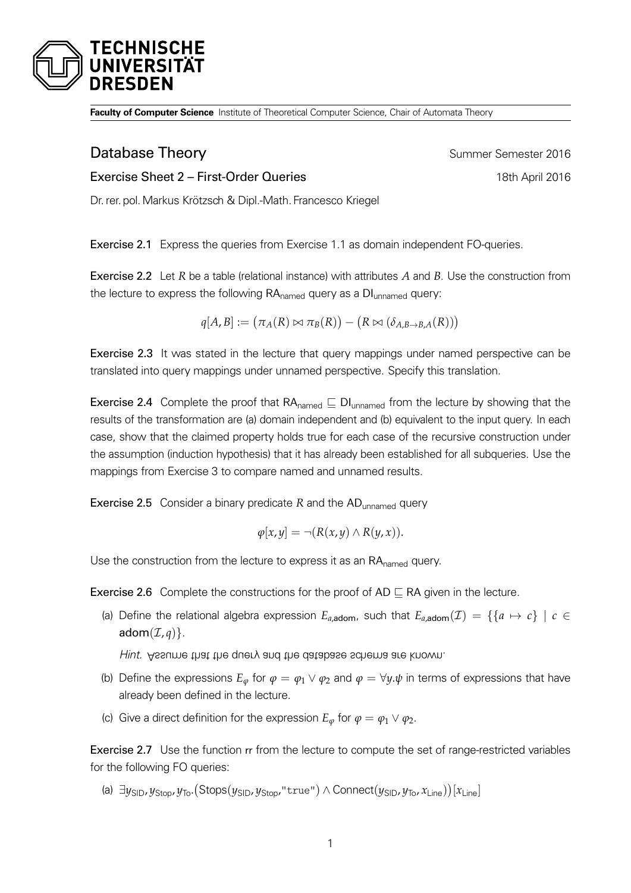**Faculty of Computer Science** Institute of Theoretical Computer Science, Chair of Automata Theory

# Database Theory

Summer Semester 2016

## Exercise Sheet 2 – First-Order Queries

18th April 2016

Dr. rer. pol. Markus Krötzsch & Dipl.-Math. Francesco Kriegel

**Exercise 2.1** Express the queries from Exercise 1.1 as domain independent FO-queries.

**Exercise 2.2** Let $R$ be a table (relational instance) with attributes $A$ and $B$. Use the construction from the lecture to express the following $\mathsf{RA}_{\mathsf{named}}$ query as a $\mathsf{DI}_{\mathsf{unnamed}}$ query:

$$q[A,B] := \big(\pi_A(R) \bowtie \pi_B(R)\big) - \big(R \bowtie (\delta_{A,B\to B,A}(R))\big)$$

**Exercise 2.3** It was stated in the lecture that query mappings under named perspective can be translated into query mappings under unnamed perspective. Specify this translation.

**Exercise 2.4** Complete the proof that $\mathsf{RA}_{\mathsf{named}} \sqsubseteq \mathsf{DI}_{\mathsf{unnamed}}$ from the lecture by showing that the results of the transformation are (a) domain independent and (b) equivalent to the input query. In each case, show that the claimed property holds true for each case of the recursive construction under the assumption (induction hypothesis) that it has already been established for all subqueries. Use the mappings from Exercise 3 to compare named and unnamed results.

**Exercise 2.5** Consider a binary predicate $R$ and the $\mathsf{AD}_{\mathsf{unnamed}}$ query

$$\varphi[x,y] = \neg(R(x,y) \wedge R(y,x)).$$

Use the construction from the lecture to express it as an $\mathsf{RA}_{\mathsf{named}}$ query.

**Exercise 2.6** Complete the constructions for the proof of $\mathsf{AD} \sqsubseteq \mathsf{RA}$ given in the lecture.

(a) Define the relational algebra expression $E_{a,\mathsf{adom}}$, such that $E_{a,\mathsf{adom}}(\mathcal{I}) = \{\{a \mapsto c\} \mid c \in \mathsf{adom}(\mathcal{I}, q)\}$.

*Hint.* Assume that the query and the database schema are known.

(b) Define the expressions $E_\varphi$ for $\varphi = \varphi_1 \vee \varphi_2$ and $\varphi = \forall y.\psi$ in terms of expressions that have already been defined in the lecture.

(c) Give a direct definition for the expression $E_\varphi$ for $\varphi = \varphi_1 \vee \varphi_2$.

**Exercise 2.7** Use the function rr from the lecture to compute the set of range-restricted variables for the following FO queries:

(a) $\exists y_{\mathsf{SID}}, y_{\mathsf{Stop}}, y_{\mathsf{To}}.(\mathsf{Stops}(y_{\mathsf{SID}}, y_{\mathsf{Stop}}, \texttt{"true"}) \wedge \mathsf{Connect}(y_{\mathsf{SID}}, y_{\mathsf{To}}, x_{\mathsf{Line}}))[x_{\mathsf{Line}}]$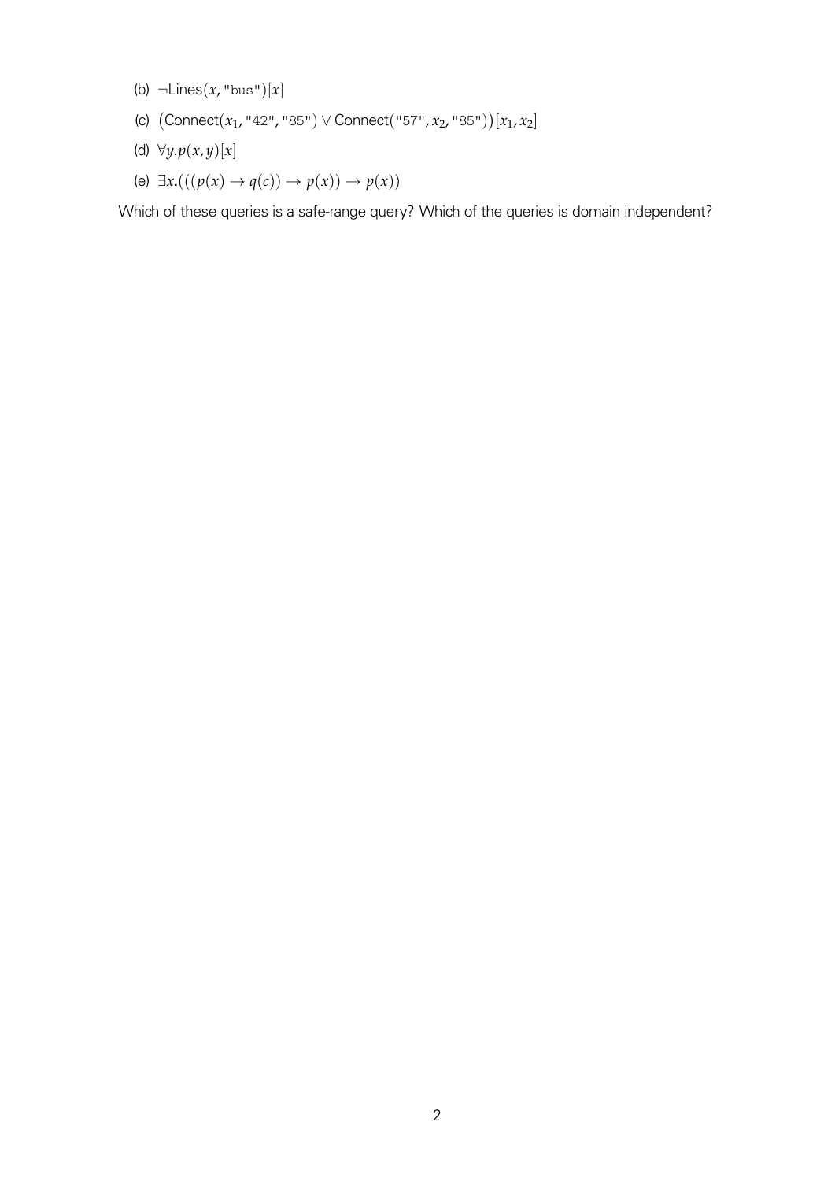(b) $\neg\text{Lines}(x, \texttt{"bus"})[x]$

(c) $\big(\text{Connect}(x_1, \texttt{"42"}, \texttt{"85"}) \vee \text{Connect}(\texttt{"57"}, x_2, \texttt{"85"})\big)[x_1, x_2]$

(d) $\forall y.p(x, y)[x]$

(e) $\exists x.(((p(x) \to q(c)) \to p(x)) \to p(x))$

Which of these queries is a safe-range query? Which of the queries is domain independent?